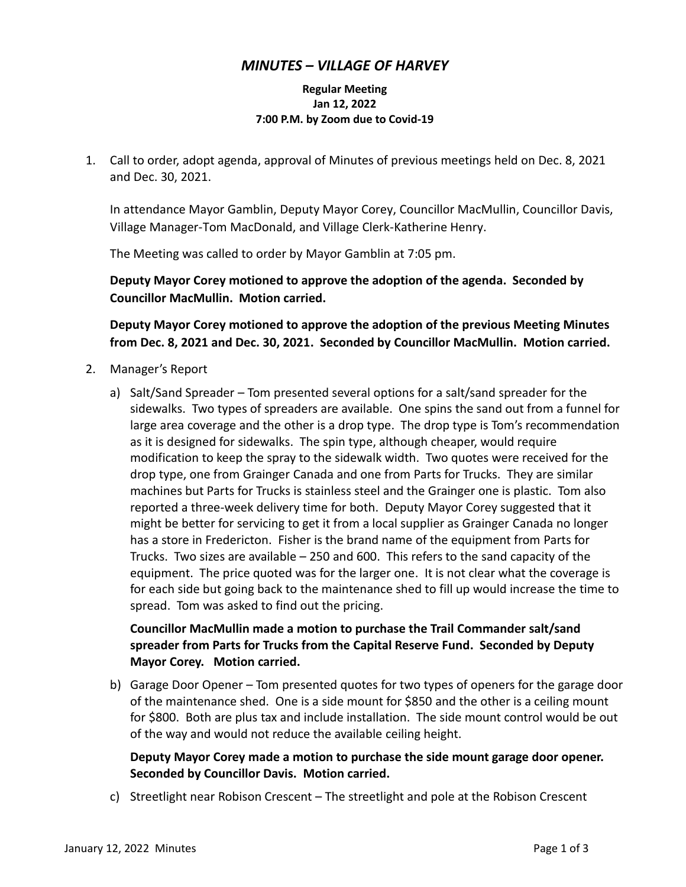# *MINUTES – VILLAGE OF HARVEY*

**Regular Meeting**
**Jan 12, 2022**
**7:00 P.M. by Zoom due to Covid-19**

1. Call to order, adopt agenda, approval of Minutes of previous meetings held on Dec. 8, 2021 and Dec. 30, 2021.

   In attendance Mayor Gamblin, Deputy Mayor Corey, Councillor MacMullin, Councillor Davis, Village Manager-Tom MacDonald, and Village Clerk-Katherine Henry.

   The Meeting was called to order by Mayor Gamblin at 7:05 pm.

   **Deputy Mayor Corey motioned to approve the adoption of the agenda. Seconded by Councillor MacMullin. Motion carried.**

   **Deputy Mayor Corey motioned to approve the adoption of the previous Meeting Minutes from Dec. 8, 2021 and Dec. 30, 2021. Seconded by Councillor MacMullin. Motion carried.**

2. Manager's Report

   a) Salt/Sand Spreader – Tom presented several options for a salt/sand spreader for the sidewalks. Two types of spreaders are available. One spins the sand out from a funnel for large area coverage and the other is a drop type. The drop type is Tom's recommendation as it is designed for sidewalks. The spin type, although cheaper, would require modification to keep the spray to the sidewalk width. Two quotes were received for the drop type, one from Grainger Canada and one from Parts for Trucks. They are similar machines but Parts for Trucks is stainless steel and the Grainger one is plastic. Tom also reported a three-week delivery time for both. Deputy Mayor Corey suggested that it might be better for servicing to get it from a local supplier as Grainger Canada no longer has a store in Fredericton. Fisher is the brand name of the equipment from Parts for Trucks. Two sizes are available – 250 and 600. This refers to the sand capacity of the equipment. The price quoted was for the larger one. It is not clear what the coverage is for each side but going back to the maintenance shed to fill up would increase the time to spread. Tom was asked to find out the pricing.

      **Councillor MacMullin made a motion to purchase the Trail Commander salt/sand spreader from Parts for Trucks from the Capital Reserve Fund. Seconded by Deputy Mayor Corey. Motion carried.**

   b) Garage Door Opener – Tom presented quotes for two types of openers for the garage door of the maintenance shed. One is a side mount for $850 and the other is a ceiling mount for $800. Both are plus tax and include installation. The side mount control would be out of the way and would not reduce the available ceiling height.

      **Deputy Mayor Corey made a motion to purchase the side mount garage door opener. Seconded by Councillor Davis. Motion carried.**

   c) Streetlight near Robison Crescent – The streetlight and pole at the Robison Crescent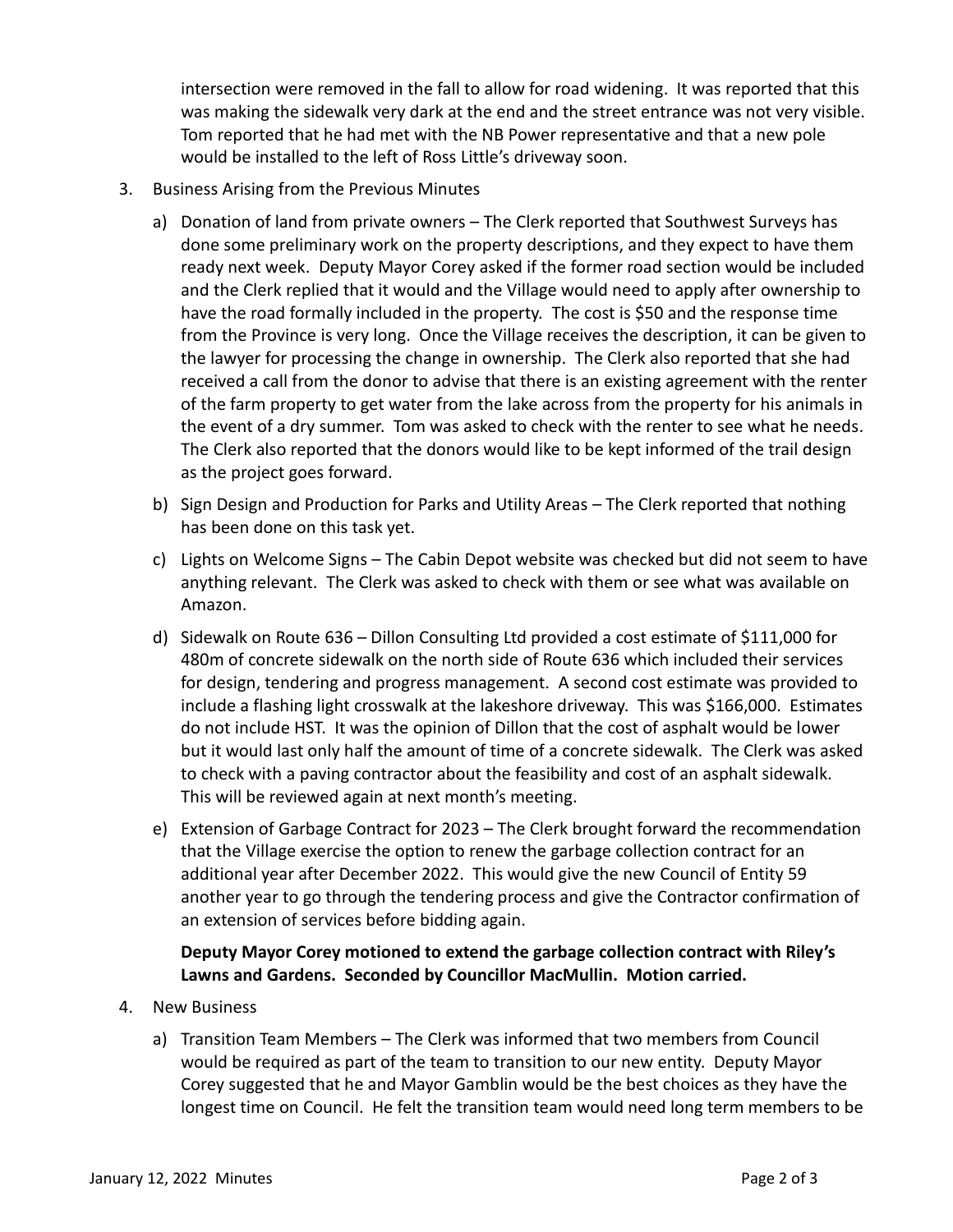intersection were removed in the fall to allow for road widening. It was reported that this was making the sidewalk very dark at the end and the street entrance was not very visible. Tom reported that he had met with the NB Power representative and that a new pole would be installed to the left of Ross Little's driveway soon.

3. Business Arising from the Previous Minutes

   a) Donation of land from private owners – The Clerk reported that Southwest Surveys has done some preliminary work on the property descriptions, and they expect to have them ready next week. Deputy Mayor Corey asked if the former road section would be included and the Clerk replied that it would and the Village would need to apply after ownership to have the road formally included in the property. The cost is $50 and the response time from the Province is very long. Once the Village receives the description, it can be given to the lawyer for processing the change in ownership. The Clerk also reported that she had received a call from the donor to advise that there is an existing agreement with the renter of the farm property to get water from the lake across from the property for his animals in the event of a dry summer. Tom was asked to check with the renter to see what he needs. The Clerk also reported that the donors would like to be kept informed of the trail design as the project goes forward.

   b) Sign Design and Production for Parks and Utility Areas – The Clerk reported that nothing has been done on this task yet.

   c) Lights on Welcome Signs – The Cabin Depot website was checked but did not seem to have anything relevant. The Clerk was asked to check with them or see what was available on Amazon.

   d) Sidewalk on Route 636 – Dillon Consulting Ltd provided a cost estimate of $111,000 for 480m of concrete sidewalk on the north side of Route 636 which included their services for design, tendering and progress management. A second cost estimate was provided to include a flashing light crosswalk at the lakeshore driveway. This was $166,000. Estimates do not include HST. It was the opinion of Dillon that the cost of asphalt would be lower but it would last only half the amount of time of a concrete sidewalk. The Clerk was asked to check with a paving contractor about the feasibility and cost of an asphalt sidewalk. This will be reviewed again at next month's meeting.

   e) Extension of Garbage Contract for 2023 – The Clerk brought forward the recommendation that the Village exercise the option to renew the garbage collection contract for an additional year after December 2022. This would give the new Council of Entity 59 another year to go through the tendering process and give the Contractor confirmation of an extension of services before bidding again.

      **Deputy Mayor Corey motioned to extend the garbage collection contract with Riley's Lawns and Gardens. Seconded by Councillor MacMullin. Motion carried.**

4. New Business

   a) Transition Team Members – The Clerk was informed that two members from Council would be required as part of the team to transition to our new entity. Deputy Mayor Corey suggested that he and Mayor Gamblin would be the best choices as they have the longest time on Council. He felt the transition team would need long term members to be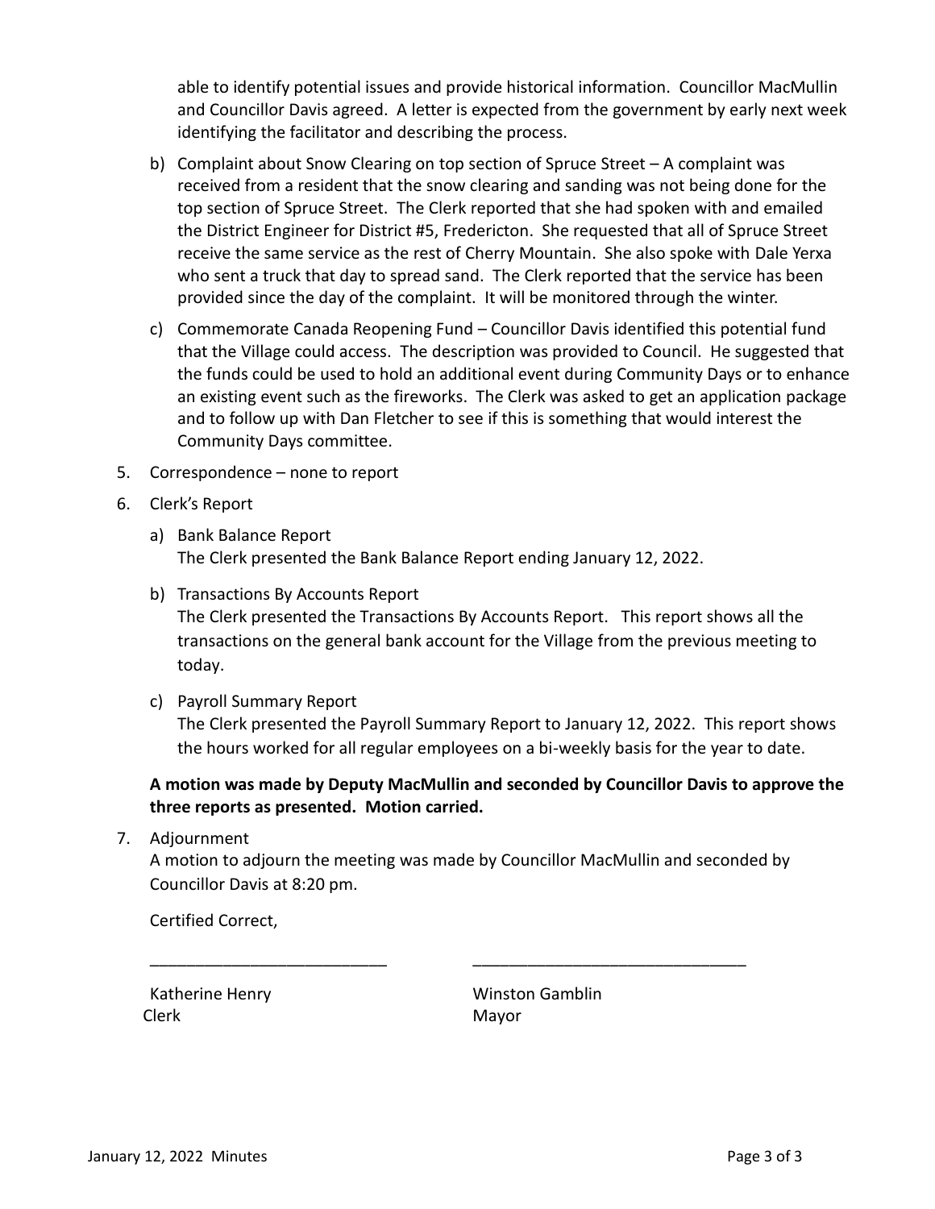able to identify potential issues and provide historical information. Councillor MacMullin and Councillor Davis agreed. A letter is expected from the government by early next week identifying the facilitator and describing the process.

b) Complaint about Snow Clearing on top section of Spruce Street – A complaint was received from a resident that the snow clearing and sanding was not being done for the top section of Spruce Street. The Clerk reported that she had spoken with and emailed the District Engineer for District #5, Fredericton. She requested that all of Spruce Street receive the same service as the rest of Cherry Mountain. She also spoke with Dale Yerxa who sent a truck that day to spread sand. The Clerk reported that the service has been provided since the day of the complaint. It will be monitored through the winter.

c) Commemorate Canada Reopening Fund – Councillor Davis identified this potential fund that the Village could access. The description was provided to Council. He suggested that the funds could be used to hold an additional event during Community Days or to enhance an existing event such as the fireworks. The Clerk was asked to get an application package and to follow up with Dan Fletcher to see if this is something that would interest the Community Days committee.

5. Correspondence – none to report

6. Clerk's Report

a) Bank Balance Report
The Clerk presented the Bank Balance Report ending January 12, 2022.

b) Transactions By Accounts Report
The Clerk presented the Transactions By Accounts Report. This report shows all the transactions on the general bank account for the Village from the previous meeting to today.

c) Payroll Summary Report
The Clerk presented the Payroll Summary Report to January 12, 2022. This report shows the hours worked for all regular employees on a bi-weekly basis for the year to date.

**A motion was made by Deputy MacMullin and seconded by Councillor Davis to approve the three reports as presented. Motion carried.**

7. Adjournment
A motion to adjourn the meeting was made by Councillor MacMullin and seconded by Councillor Davis at 8:20 pm.

Certified Correct,

\_\_\_\_\_\_\_\_\_\_\_\_\_\_\_\_\_\_\_\_\_\_\_\_\_\_ \_\_\_\_\_\_\_\_\_\_\_\_\_\_\_\_\_\_\_\_\_\_\_\_\_\_\_\_\_\_

Katherine Henry
Clerk

Winston Gamblin
Mayor

January 12, 2022 Minutes